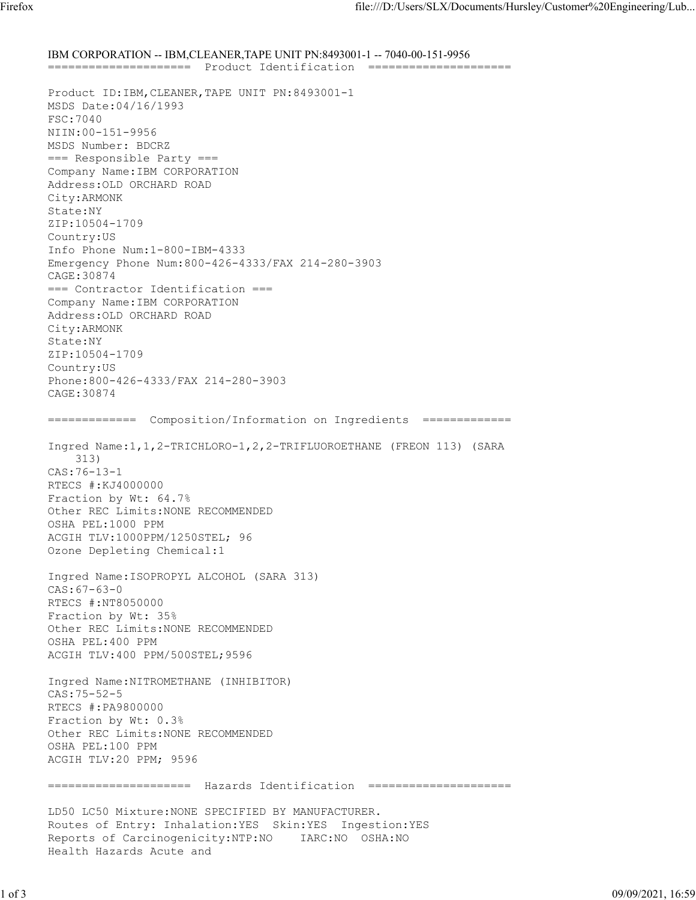IBM CORPORATION -- IBM,CLEANER,TAPE UNIT PN:8493001-1 -- 7040-00-151-9956

## Product Identification

Product ID:IBM,CLEANER,TAPE UNIT PN:8493001-1
MSDS Date:04/16/1993
FSC:7040
NIIN:00-151-9956
MSDS Number: BDCRZ

### Responsible Party

Company Name:IBM CORPORATION
Address:OLD ORCHARD ROAD
City:ARMONK
State:NY
ZIP:10504-1709
Country:US
Info Phone Num:1-800-IBM-4333
Emergency Phone Num:800-426-4333/FAX 214-280-3903
CAGE:30874

### Contractor Identification

Company Name:IBM CORPORATION
Address:OLD ORCHARD ROAD
City:ARMONK
State:NY
ZIP:10504-1709
Country:US
Phone:800-426-4333/FAX 214-280-3903
CAGE:30874

## Composition/Information on Ingredients

Ingred Name:1,1,2-TRICHLORO-1,2,2-TRIFLUOROETHANE (FREON 113) (SARA 313)
CAS:76-13-1
RTECS #:KJ4000000
Fraction by Wt: 64.7%
Other REC Limits:NONE RECOMMENDED
OSHA PEL:1000 PPM
ACGIH TLV:1000PPM/1250STEL; 96
Ozone Depleting Chemical:1

Ingred Name:ISOPROPYL ALCOHOL (SARA 313)
CAS:67-63-0
RTECS #:NT8050000
Fraction by Wt: 35%
Other REC Limits:NONE RECOMMENDED
OSHA PEL:400 PPM
ACGIH TLV:400 PPM/500STEL;9596

Ingred Name:NITROMETHANE (INHIBITOR)
CAS:75-52-5
RTECS #:PA9800000
Fraction by Wt: 0.3%
Other REC Limits:NONE RECOMMENDED
OSHA PEL:100 PPM
ACGIH TLV:20 PPM; 9596

## Hazards Identification

LD50 LC50 Mixture:NONE SPECIFIED BY MANUFACTURER.
Routes of Entry: Inhalation:YES Skin:YES Ingestion:YES
Reports of Carcinogenicity:NTP:NO IARC:NO OSHA:NO
Health Hazards Acute and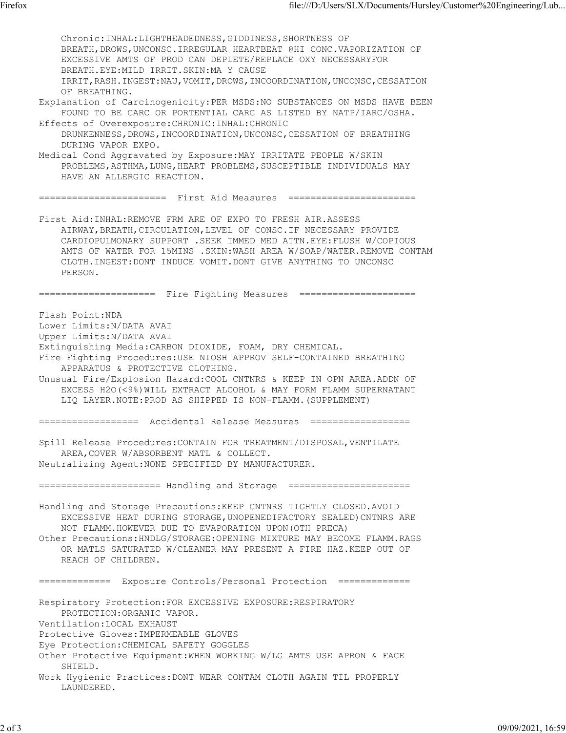Chronic:INHAL:LIGHTHEADEDNESS,GIDDINESS,SHORTNESS OF BREATH,DROWS,UNCONSC.IRREGULAR HEARTBEAT @HI CONC.VAPORIZATION OF EXCESSIVE AMTS OF PROD CAN DEPLETE/REPLACE OXY NECESSARYFOR BREATH.EYE:MILD IRRIT.SKIN:MA Y CAUSE IRRIT,RASH.INGEST:NAU,VOMIT,DROWS,INCOORDINATION,UNCONSC,CESSATION OF BREATHING.

Explanation of Carcinogenicity:PER MSDS:NO SUBSTANCES ON MSDS HAVE BEEN FOUND TO BE CARC OR PORTENTIAL CARC AS LISTED BY NATP/IARC/OSHA.

Effects of Overexposure:CHRONIC:INHAL:CHRONIC DRUNKENNESS,DROWS,INCOORDINATION,UNCONSC,CESSATION OF BREATHING DURING VAPOR EXPO.

Medical Cond Aggravated by Exposure:MAY IRRITATE PEOPLE W/SKIN PROBLEMS,ASTHMA,LUNG,HEART PROBLEMS,SUSCEPTIBLE INDIVIDUALS MAY HAVE AN ALLERGIC REACTION.

## First Aid Measures

First Aid:INHAL:REMOVE FRM ARE OF EXPO TO FRESH AIR.ASSESS AIRWAY,BREATH,CIRCULATION,LEVEL OF CONSC.IF NECESSARY PROVIDE CARDIOPULMONARY SUPPORT .SEEK IMMED MED ATTN.EYE:FLUSH W/COPIOUS AMTS OF WATER FOR 15MINS .SKIN:WASH AREA W/SOAP/WATER.REMOVE CONTAM CLOTH.INGEST:DONT INDUCE VOMIT.DONT GIVE ANYTHING TO UNCONSC PERSON.

## Fire Fighting Measures

Flash Point:NDA

Lower Limits:N/DATA AVAI

Upper Limits:N/DATA AVAI

Extinguishing Media:CARBON DIOXIDE, FOAM, DRY CHEMICAL.

Fire Fighting Procedures:USE NIOSH APPROV SELF-CONTAINED BREATHING APPARATUS & PROTECTIVE CLOTHING.

Unusual Fire/Explosion Hazard:COOL CNTNRS & KEEP IN OPN AREA.ADDN OF EXCESS H2O(<9%)WILL EXTRACT ALCOHOL & MAY FORM FLAMM SUPERNATANT LIQ LAYER.NOTE:PROD AS SHIPPED IS NON-FLAMM.(SUPPLEMENT)

## Accidental Release Measures

Spill Release Procedures:CONTAIN FOR TREATMENT/DISPOSAL,VENTILATE AREA,COVER W/ABSORBENT MATL & COLLECT.

Neutralizing Agent:NONE SPECIFIED BY MANUFACTURER.

## Handling and Storage

Handling and Storage Precautions:KEEP CNTNRS TIGHTLY CLOSED.AVOID EXCESSIVE HEAT DURING STORAGE,UNOPENEDIFACTORY SEALED)CNTNRS ARE NOT FLAMM.HOWEVER DUE TO EVAPORATION UPON(OTH PRECA)

Other Precautions:HNDLG/STORAGE:OPENING MIXTURE MAY BECOME FLAMM.RAGS OR MATLS SATURATED W/CLEANER MAY PRESENT A FIRE HAZ.KEEP OUT OF REACH OF CHILDREN.

## Exposure Controls/Personal Protection

Respiratory Protection:FOR EXCESSIVE EXPOSURE:RESPIRATORY PROTECTION:ORGANIC VAPOR.

Ventilation:LOCAL EXHAUST

Protective Gloves:IMPERMEABLE GLOVES

Eye Protection:CHEMICAL SAFETY GOGGLES

Other Protective Equipment:WHEN WORKING W/LG AMTS USE APRON & FACE SHIELD.

Work Hygienic Practices:DONT WEAR CONTAM CLOTH AGAIN TIL PROPERLY LAUNDERED.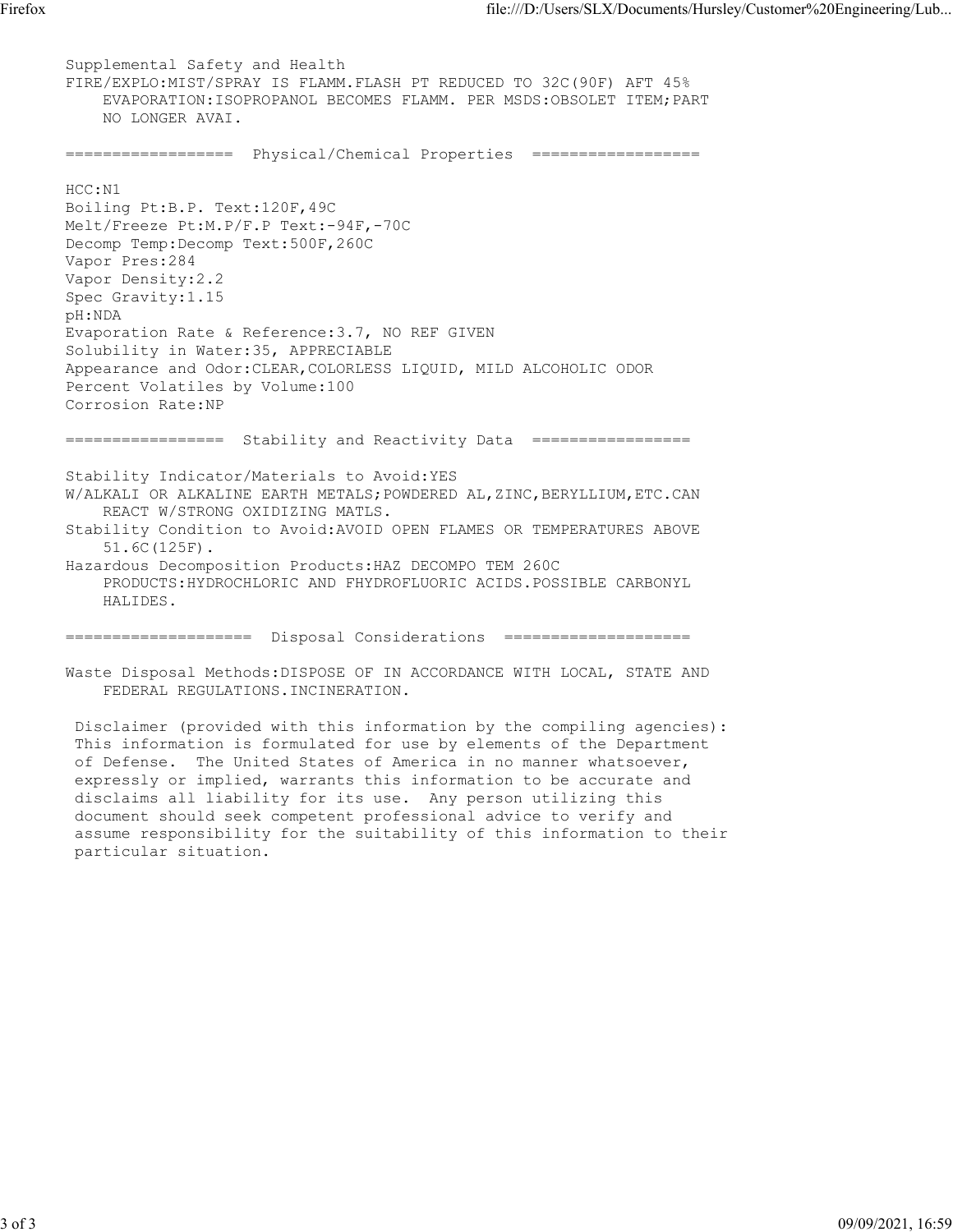Supplemental Safety and Health

FIRE/EXPLO:MIST/SPRAY IS FLAMM.FLASH PT REDUCED TO 32C(90F) AFT 45% EVAPORATION:ISOPROPANOL BECOMES FLAMM. PER MSDS:OBSOLETE ITEM;PART NO LONGER AVAI.

## Physical/Chemical Properties

HCC:N1

Boiling Pt:B.P. Text:120F,49C

Melt/Freeze Pt:M.P/F.P Text:-94F,-70C

Decomp Temp:Decomp Text:500F,260C

Vapor Pres:284

Vapor Density:2.2

Spec Gravity:1.15

pH:NDA

Evaporation Rate & Reference:3.7, NO REF GIVEN

Solubility in Water:35, APPRECIABLE

Appearance and Odor:CLEAR,COLORLESS LIQUID, MILD ALCOHOLIC ODOR

Percent Volatiles by Volume:100

Corrosion Rate:NP

## Stability and Reactivity Data

Stability Indicator/Materials to Avoid:YES

W/ALKALI OR ALKALINE EARTH METALS;POWDERED AL,ZINC,BERYLLIUM,ETC.CAN REACT W/STRONG OXIDIZING MATLS.

Stability Condition to Avoid:AVOID OPEN FLAMES OR TEMPERATURES ABOVE 51.6C(125F).

Hazardous Decomposition Products:HAZ DECOMPO TEM 260C PRODUCTS:HYDROCHLORIC AND FHYDROFLUORIC ACIDS.POSSIBLE CARBONYL HALIDES.

## Disposal Considerations

Waste Disposal Methods:DISPOSE OF IN ACCORDANCE WITH LOCAL, STATE AND FEDERAL REGULATIONS.INCINERATION.

Disclaimer (provided with this information by the compiling agencies): This information is formulated for use by elements of the Department of Defense. The United States of America in no manner whatsoever, expressly or implied, warrants this information to be accurate and disclaims all liability for its use. Any person utilizing this document should seek competent professional advice to verify and assume responsibility for the suitability of this information to their particular situation.